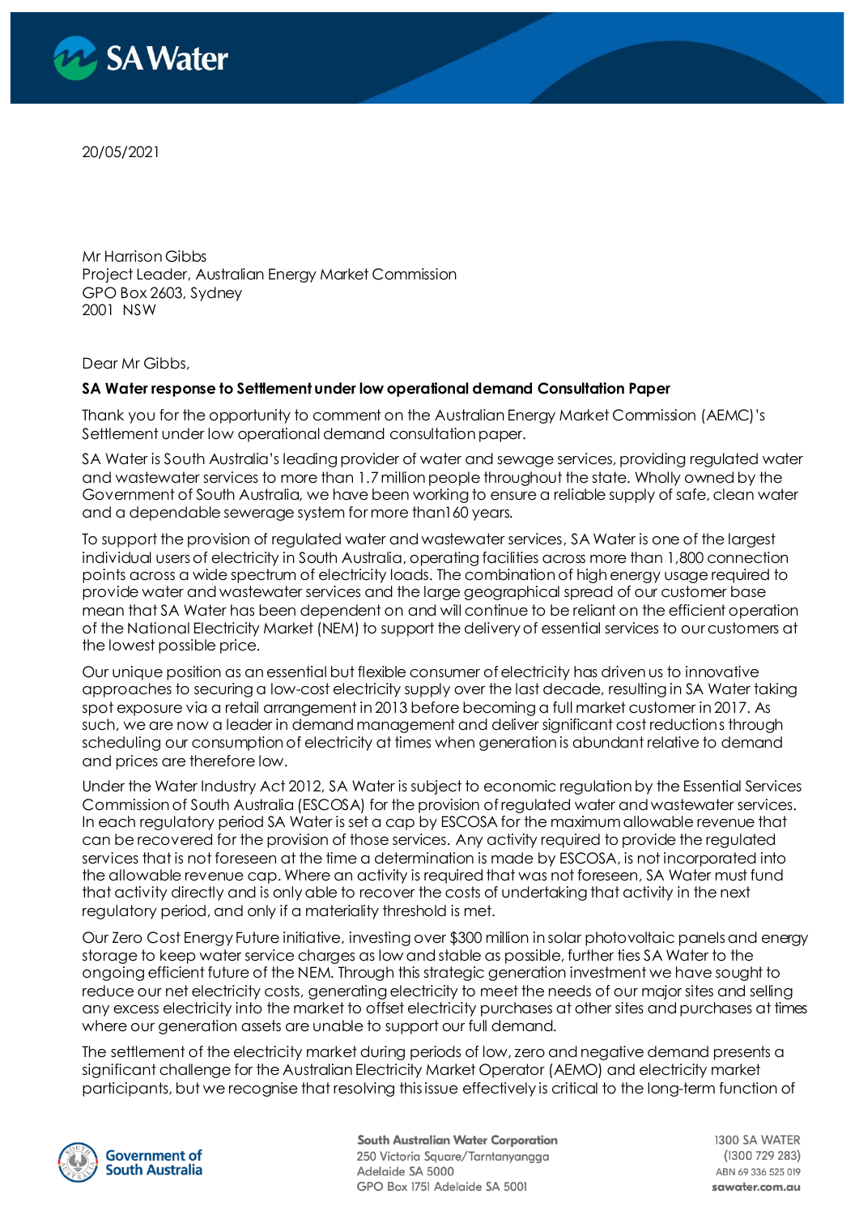20/05/2021

Mr Harrison Gibbs
Project Leader, Australian Energy Market Commission
GPO Box 2603, Sydney
2001 NSW

Dear Mr Gibbs,

**SA Water response to Settlement under low operational demand Consultation Paper**

Thank you for the opportunity to comment on the Australian Energy Market Commission (AEMC)'s Settlement under low operational demand consultation paper.

SA Water is South Australia's leading provider of water and sewage services, providing regulated water and wastewater services to more than 1.7 million people throughout the state. Wholly owned by the Government of South Australia, we have been working to ensure a reliable supply of safe, clean water and a dependable sewerage system for more than160 years.

To support the provision of regulated water and wastewater services, SA Water is one of the largest individual users of electricity in South Australia, operating facilities across more than 1,800 connection points across a wide spectrum of electricity loads. The combination of high energy usage required to provide water and wastewater services and the large geographical spread of our customer base mean that SA Water has been dependent on and will continue to be reliant on the efficient operation of the National Electricity Market (NEM) to support the delivery of essential services to our customers at the lowest possible price.

Our unique position as an essential but flexible consumer of electricity has driven us to innovative approaches to securing a low-cost electricity supply over the last decade, resulting in SA Water taking spot exposure via a retail arrangement in 2013 before becoming a full market customer in 2017. As such, we are now a leader in demand management and deliver significant cost reductions through scheduling our consumption of electricity at times when generation is abundant relative to demand and prices are therefore low.

Under the Water Industry Act 2012, SA Water is subject to economic regulation by the Essential Services Commission of South Australia (ESCOSA) for the provision of regulated water and wastewater services. In each regulatory period SA Water is set a cap by ESCOSA for the maximum allowable revenue that can be recovered for the provision of those services. Any activity required to provide the regulated services that is not foreseen at the time a determination is made by ESCOSA, is not incorporated into the allowable revenue cap. Where an activity is required that was not foreseen, SA Water must fund that activity directly and is only able to recover the costs of undertaking that activity in the next regulatory period, and only if a materiality threshold is met.

Our Zero Cost Energy Future initiative, investing over $300 million in solar photovoltaic panels and energy storage to keep water service charges as low and stable as possible, further ties SA Water to the ongoing efficient future of the NEM. Through this strategic generation investment we have sought to reduce our net electricity costs, generating electricity to meet the needs of our major sites and selling any excess electricity into the market to offset electricity purchases at other sites and purchases at times where our generation assets are unable to support our full demand.

The settlement of the electricity market during periods of low, zero and negative demand presents a significant challenge for the Australian Electricity Market Operator (AEMO) and electricity market participants, but we recognise that resolving this issue effectively is critical to the long-term function of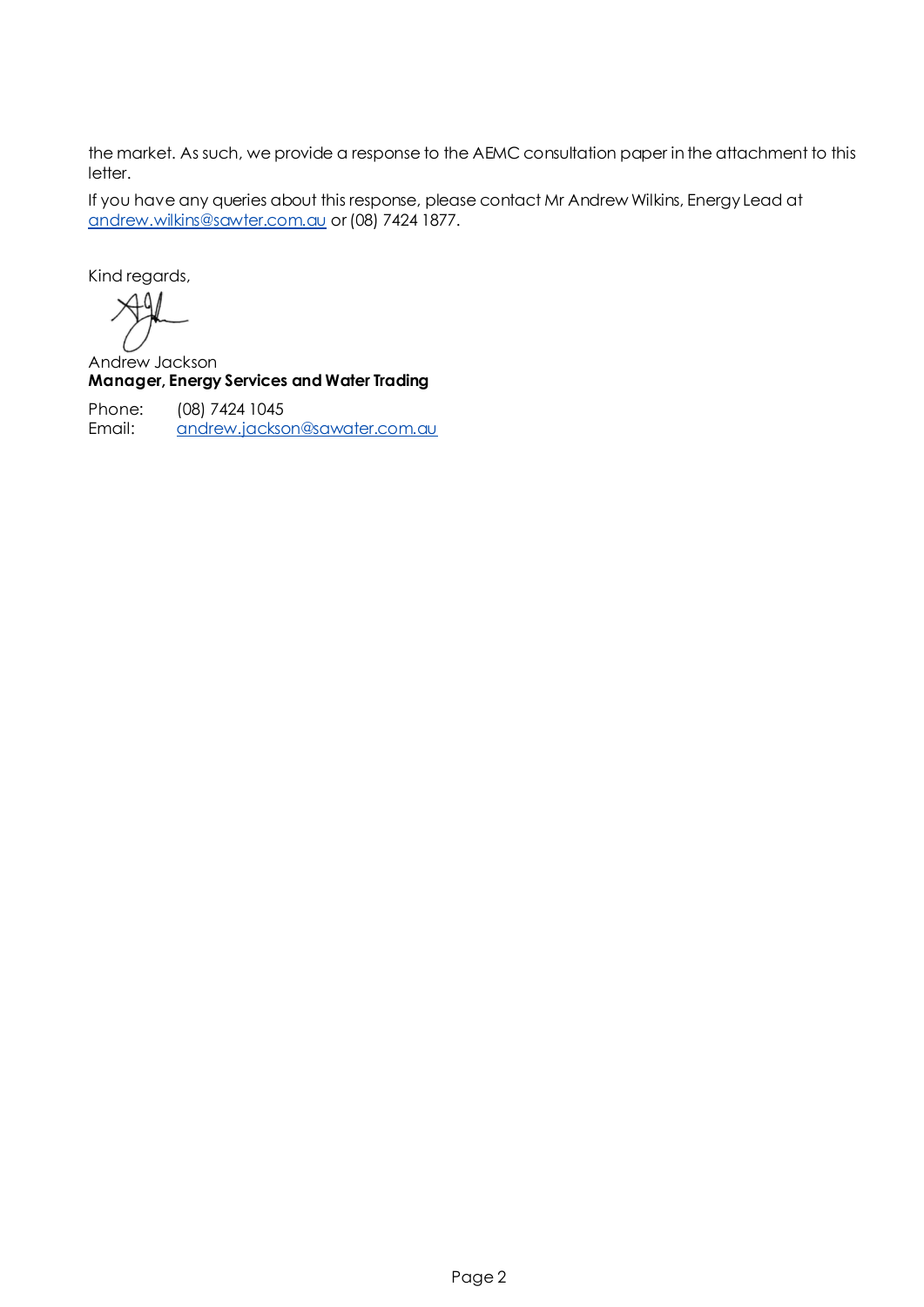the market. As such, we provide a response to the AEMC consultation paper in the attachment to this letter.

If you have any queries about this response, please contact Mr Andrew Wilkins, Energy Lead at andrew.wilkins@sawter.com.au or (08) 7424 1877.

Kind regards,

Andrew Jackson
**Manager, Energy Services and Water Trading**

Phone: (08) 7424 1045
Email: andrew.jackson@sawater.com.au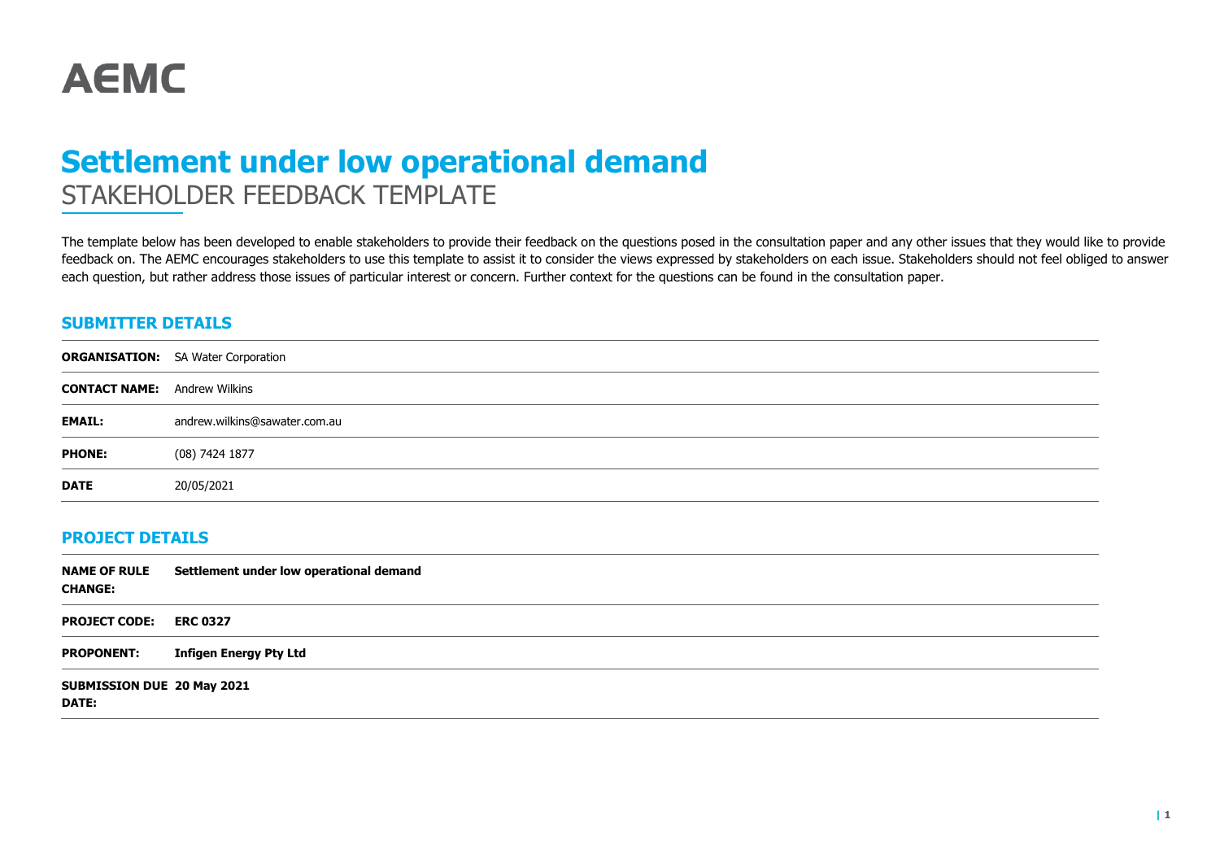# AEMC

# Settlement under low operational demand

STAKEHOLDER FEEDBACK TEMPLATE

The template below has been developed to enable stakeholders to provide their feedback on the questions posed in the consultation paper and any other issues that they would like to provide feedback on. The AEMC encourages stakeholders to use this template to assist it to consider the views expressed by stakeholders on each issue. Stakeholders should not feel obliged to answer each question, but rather address those issues of particular interest or concern. Further context for the questions can be found in the consultation paper.

## SUBMITTER DETAILS

| | |
|---|---|
| **ORGANISATION:** | SA Water Corporation |
| **CONTACT NAME:** | Andrew Wilkins |
| **EMAIL:** | andrew.wilkins@sawater.com.au |
| **PHONE:** | (08) 7424 1877 |
| **DATE** | 20/05/2021 |

## PROJECT DETAILS

| | |
|---|---|
| **NAME OF RULE CHANGE:** | **Settlement under low operational demand** |
| **PROJECT CODE:** | **ERC 0327** |
| **PROPONENT:** | **Infigen Energy Pty Ltd** |
| **SUBMISSION DUE DATE:** | **20 May 2021** |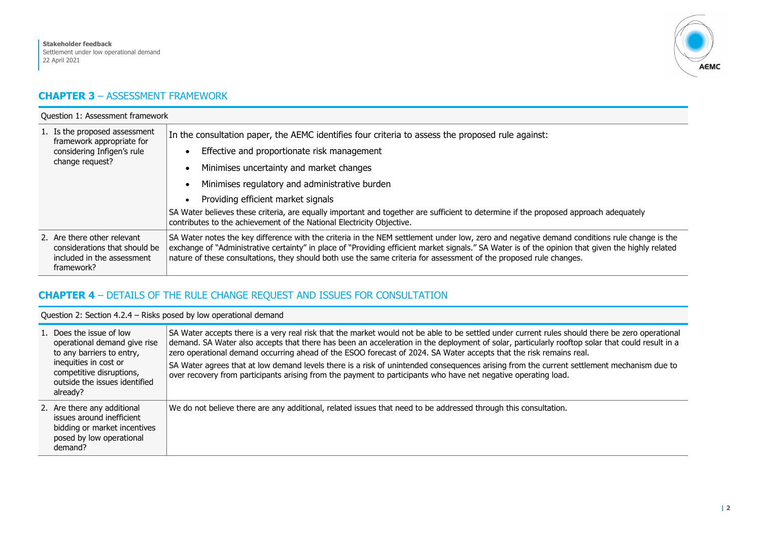## CHAPTER 3 – ASSESSMENT FRAMEWORK

| Question 1: Assessment framework | |
|---|---|
| 1. Is the proposed assessment framework appropriate for considering Infigen's rule change request? | In the consultation paper, the AEMC identifies four criteria to assess the proposed rule against:<br>• Effective and proportionate risk management<br>• Minimises uncertainty and market changes<br>• Minimises regulatory and administrative burden<br>• Providing efficient market signals<br>SA Water believes these criteria, are equally important and together are sufficient to determine if the proposed approach adequately contributes to the achievement of the National Electricity Objective. |
| 2. Are there other relevant considerations that should be included in the assessment framework? | SA Water notes the key difference with the criteria in the NEM settlement under low, zero and negative demand conditions rule change is the exchange of "Administrative certainty" in place of "Providing efficient market signals." SA Water is of the opinion that given the highly related nature of these consultations, they should both use the same criteria for assessment of the proposed rule changes. |

## CHAPTER 4 – DETAILS OF THE RULE CHANGE REQUEST AND ISSUES FOR CONSULTATION

| Question 2: Section 4.2.4 – Risks posed by low operational demand | |
|---|---|
| 1. Does the issue of low operational demand give rise to any barriers to entry, inequities in cost or competitive disruptions, outside the issues identified already? | SA Water accepts there is a very real risk that the market would not be able to be settled under current rules should there be zero operational demand. SA Water also accepts that there has been an acceleration in the deployment of solar, particularly rooftop solar that could result in a zero operational demand occurring ahead of the ESOO forecast of 2024. SA Water accepts that the risk remains real.<br>SA Water agrees that at low demand levels there is a risk of unintended consequences arising from the current settlement mechanism due to over recovery from participants arising from the payment to participants who have net negative operating load. |
| 2. Are there any additional issues around inefficient bidding or market incentives posed by low operational demand? | We do not believe there are any additional, related issues that need to be addressed through this consultation. |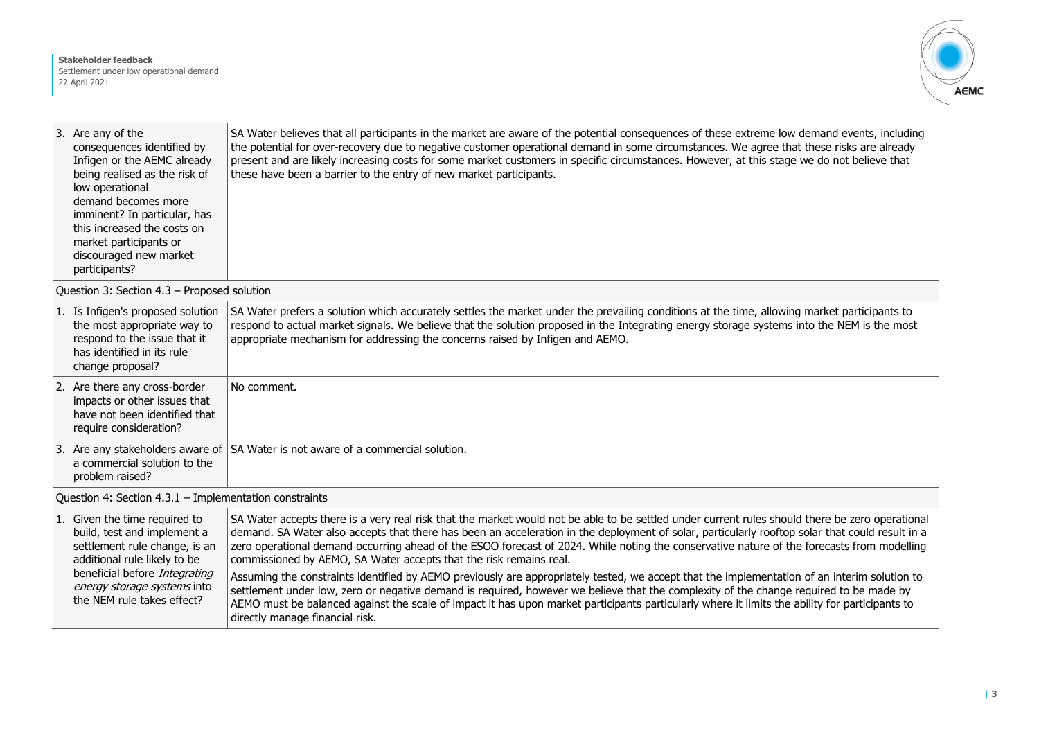| | |
|---|---|
| 3. Are any of the consequences identified by Infigen or the AEMC already being realised as the risk of low operational demand becomes more imminent? In particular, has this increased the costs on market participants or discouraged new market participants? | SA Water believes that all participants in the market are aware of the potential consequences of these extreme low demand events, including the potential for over-recovery due to negative customer operational demand in some circumstances. We agree that these risks are already present and are likely increasing costs for some market customers in specific circumstances. However, at this stage we do not believe that these have been a barrier to the entry of new market participants. |
| **Question 3: Section 4.3 – Proposed solution** | |
| 1. Is Infigen's proposed solution the most appropriate way to respond to the issue that it has identified in its rule change proposal? | SA Water prefers a solution which accurately settles the market under the prevailing conditions at the time, allowing market participants to respond to actual market signals. We believe that the solution proposed in the Integrating energy storage systems into the NEM is the most appropriate mechanism for addressing the concerns raised by Infigen and AEMO. |
| 2. Are there any cross-border impacts or other issues that have not been identified that require consideration? | No comment. |
| 3. Are any stakeholders aware of a commercial solution to the problem raised? | SA Water is not aware of a commercial solution. |
| **Question 4: Section 4.3.1 – Implementation constraints** | |
| 1. Given the time required to build, test and implement a settlement rule change, is an additional rule likely to be beneficial before *Integrating energy storage systems* into the NEM rule takes effect? | SA Water accepts there is a very real risk that the market would not be able to be settled under current rules should there be zero operational demand. SA Water also accepts that there has been an acceleration in the deployment of solar, particularly rooftop solar that could result in a zero operational demand occurring ahead of the ESOO forecast of 2024. While noting the conservative nature of the forecasts from modelling commissioned by AEMO, SA Water accepts that the risk remains real.<br><br>Assuming the constraints identified by AEMO previously are appropriately tested, we accept that the implementation of an interim solution to settlement under low, zero or negative demand is required, however we believe that the complexity of the change required to be made by AEMO must be balanced against the scale of impact it has upon market participants particularly where it limits the ability for participants to directly manage financial risk. |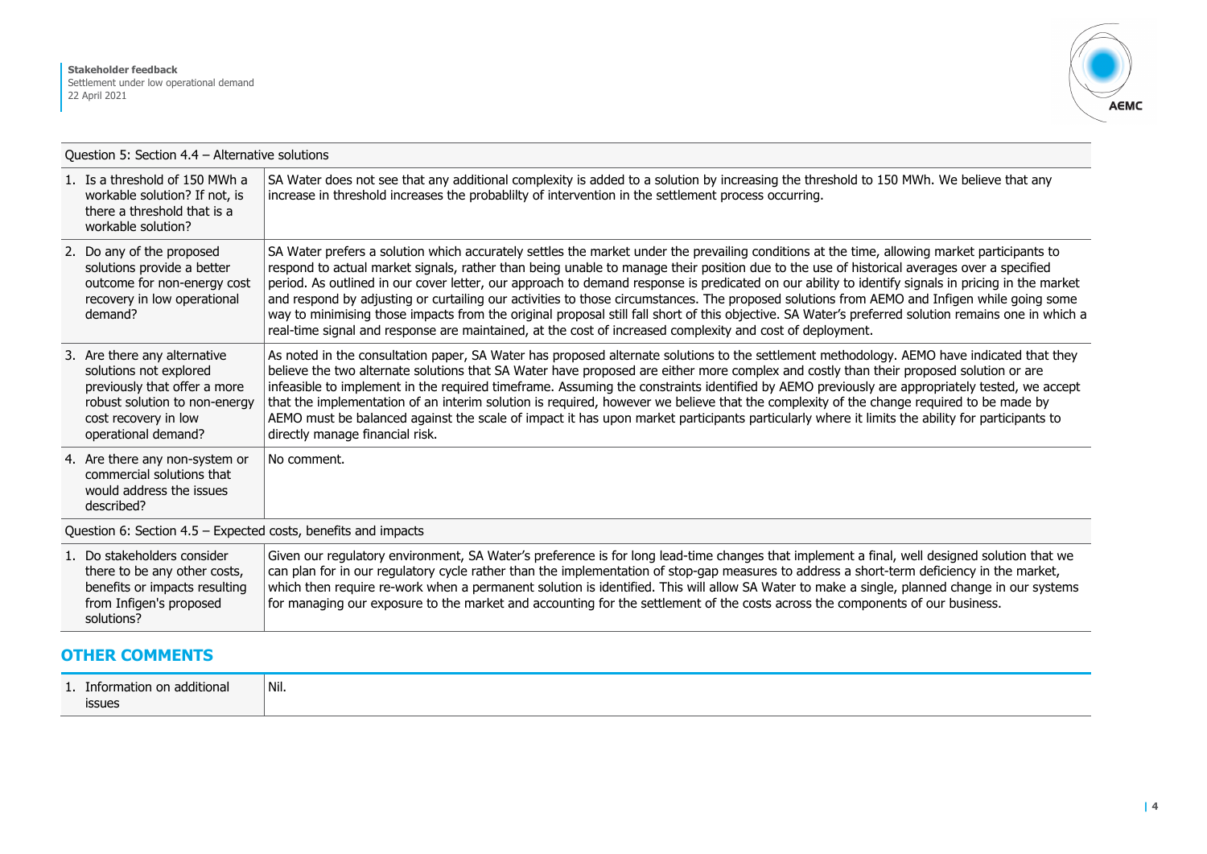| Question 5: Section 4.4 – Alternative solutions | |
|---|---|
| 1. Is a threshold of 150 MWh a workable solution? If not, is there a threshold that is a workable solution? | SA Water does not see that any additional complexity is added to a solution by increasing the threshold to 150 MWh. We believe that any increase in threshold increases the probablilty of intervention in the settlement process occurring. |
| 2. Do any of the proposed solutions provide a better outcome for non-energy cost recovery in low operational demand? | SA Water prefers a solution which accurately settles the market under the prevailing conditions at the time, allowing market participants to respond to actual market signals, rather than being unable to manage their position due to the use of historical averages over a specified period. As outlined in our cover letter, our approach to demand response is predicated on our ability to identify signals in pricing in the market and respond by adjusting or curtailing our activities to those circumstances. The proposed solutions from AEMO and Infigen while going some way to minimising those impacts from the original proposal still fall short of this objective. SA Water's preferred solution remains one in which a real-time signal and response are maintained, at the cost of increased complexity and cost of deployment. |
| 3. Are there any alternative solutions not explored previously that offer a more robust solution to non-energy cost recovery in low operational demand? | As noted in the consultation paper, SA Water has proposed alternate solutions to the settlement methodology. AEMO have indicated that they believe the two alternate solutions that SA Water have proposed are either more complex and costly than their proposed solution or are infeasible to implement in the required timeframe. Assuming the constraints identified by AEMO previously are appropriately tested, we accept that the implementation of an interim solution is required, however we believe that the complexity of the change required to be made by AEMO must be balanced against the scale of impact it has upon market participants particularly where it limits the ability for participants to directly manage financial risk. |
| 4. Are there any non-system or commercial solutions that would address the issues described? | No comment. |

| Question 6: Section 4.5 – Expected costs, benefits and impacts | |
|---|---|
| 1. Do stakeholders consider there to be any other costs, benefits or impacts resulting from Infigen's proposed solutions? | Given our regulatory environment, SA Water's preference is for long lead-time changes that implement a final, well designed solution that we can plan for in our regulatory cycle rather than the implementation of stop-gap measures to address a short-term deficiency in the market, which then require re-work when a permanent solution is identified. This will allow SA Water to make a single, planned change in our systems for managing our exposure to the market and accounting for the settlement of the costs across the components of our business. |

## OTHER COMMENTS

| | |
|---|---|
| 1. Information on additional issues | Nil. |